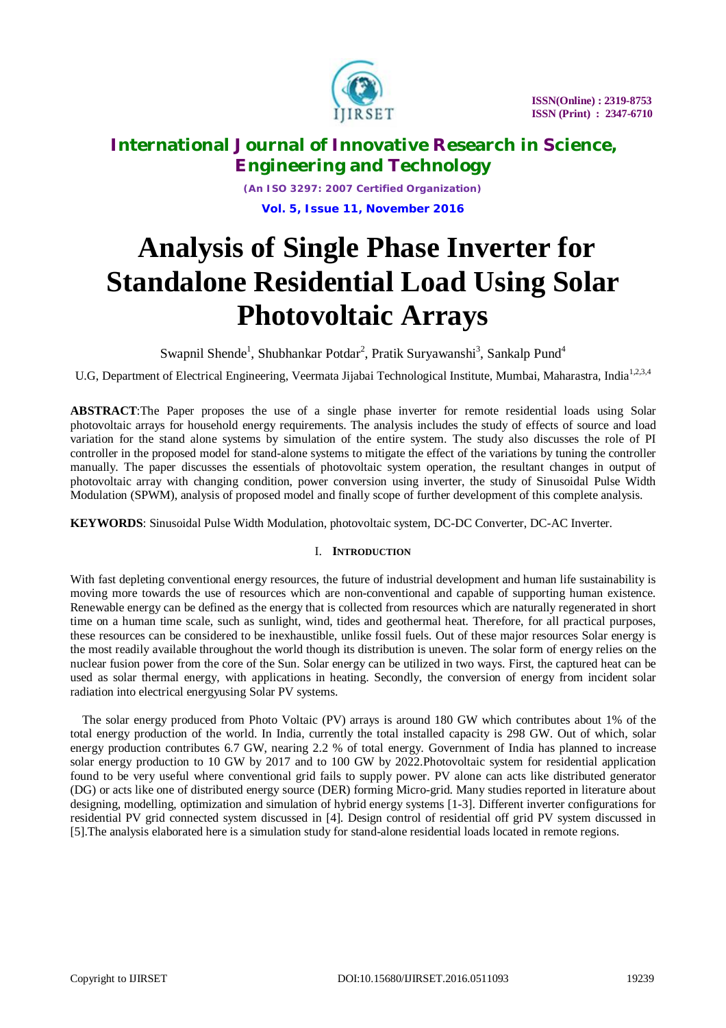# Analysis of Single Phase Inverter for Standalone Residential Load Using Solar Photovoltaic Arrays

Swapnil Shende[1], Shubhankar Potdar[2], Pratik Suryawanshi[3], Sankalp Pund[4]

U.G, Department of Electrical Engineering, Veermata Jijabai Technological Institute, Mumbai, Maharastra, India[1,2,3,4]

**ABSTRACT**:The Paper proposes the use of a single phase inverter for remote residential loads using Solar photovoltaic arrays for household energy requirements. The analysis includes the study of effects of source and load variation for the stand alone systems by simulation of the entire system. The study also discusses the role of PI controller in the proposed model for stand-alone systems to mitigate the effect of the variations by tuning the controller manually. The paper discusses the essentials of photovoltaic system operation, the resultant changes in output of photovoltaic array with changing condition, power conversion using inverter, the study of Sinusoidal Pulse Width Modulation (SPWM), analysis of proposed model and finally scope of further development of this complete analysis.

**KEYWORDS**: Sinusoidal Pulse Width Modulation, photovoltaic system, DC-DC Converter, DC-AC Inverter.

## I. INTRODUCTION

With fast depleting conventional energy resources, the future of industrial development and human life sustainability is moving more towards the use of resources which are non-conventional and capable of supporting human existence. Renewable energy can be defined as the energy that is collected from resources which are naturally regenerated in short time on a human time scale, such as sunlight, wind, tides and geothermal heat. Therefore, for all practical purposes, these resources can be considered to be inexhaustible, unlike fossil fuels. Out of these major resources Solar energy is the most readily available throughout the world though its distribution is uneven. The solar form of energy relies on the nuclear fusion power from the core of the Sun. Solar energy can be utilized in two ways. First, the captured heat can be used as solar thermal energy, with applications in heating. Secondly, the conversion of energy from incident solar radiation into electrical energyusing Solar PV systems.

The solar energy produced from Photo Voltaic (PV) arrays is around 180 GW which contributes about 1% of the total energy production of the world. In India, currently the total installed capacity is 298 GW. Out of which, solar energy production contributes 6.7 GW, nearing 2.2 % of total energy. Government of India has planned to increase solar energy production to 10 GW by 2017 and to 100 GW by 2022.Photovoltaic system for residential application found to be very useful where conventional grid fails to supply power. PV alone can acts like distributed generator (DG) or acts like one of distributed energy source (DER) forming Micro-grid. Many studies reported in literature about designing, modelling, optimization and simulation of hybrid energy systems [1-3]. Different inverter configurations for residential PV grid connected system discussed in [4]. Design control of residential off grid PV system discussed in [5].The analysis elaborated here is a simulation study for stand-alone residential loads located in remote regions.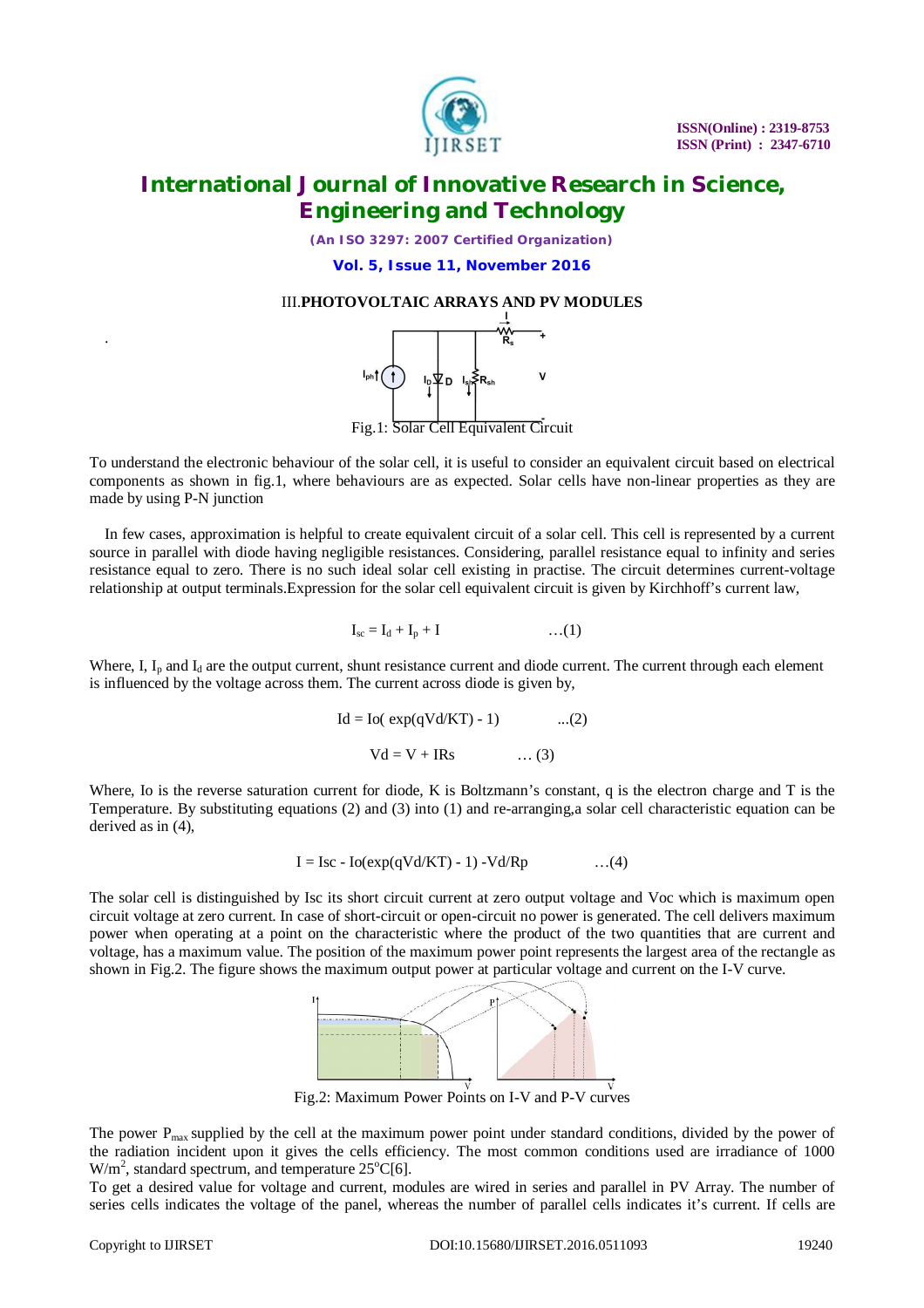## III. PHOTOVOLTAIC ARRAYS AND PV MODULES

Fig.1: Solar Cell Equivalent Circuit

To understand the electronic behaviour of the solar cell, it is useful to consider an equivalent circuit based on electrical components as shown in fig.1, where behaviours are as expected. Solar cells have non-linear properties as they are made by using P-N junction

In few cases, approximation is helpful to create equivalent circuit of a solar cell. This cell is represented by a current source in parallel with diode having negligible resistances. Considering, parallel resistance equal to infinity and series resistance equal to zero. There is no such ideal solar cell existing in practise. The circuit determines current-voltage relationship at output terminals.Expression for the solar cell equivalent circuit is given by Kirchhoff's current law,

$$I_{sc} = I_d + I_p + I \qquad \ldots(1)$$

Where, I, $I_p$ and $I_d$ are the output current, shunt resistance current and diode current. The current through each element is influenced by the voltage across them. The current across diode is given by,

$$Id = Io(\exp(qVd/KT) - 1) \qquad \ldots(2)$$

$$Vd = V + IRs \qquad \ldots(3)$$

Where, Io is the reverse saturation current for diode, K is Boltzmann's constant, q is the electron charge and T is the Temperature. By substituting equations (2) and (3) into (1) and re-arranging,a solar cell characteristic equation can be derived as in (4),

$$I = Isc - Io(\exp(qVd/KT) - 1) - Vd/Rp \qquad \ldots(4)$$

The solar cell is distinguished by Isc its short circuit current at zero output voltage and Voc which is maximum open circuit voltage at zero current. In case of short-circuit or open-circuit no power is generated. The cell delivers maximum power when operating at a point on the characteristic where the product of the two quantities that are current and voltage, has a maximum value. The position of the maximum power point represents the largest area of the rectangle as shown in Fig.2. The figure shows the maximum output power at particular voltage and current on the I-V curve.

Fig.2: Maximum Power Points on I-V and P-V curves

The power $P_{max}$ supplied by the cell at the maximum power point under standard conditions, divided by the power of the radiation incident upon it gives the cells efficiency. The most common conditions used are irradiance of 1000 $W/m^2$, standard spectrum, and temperature $25^oC$[6].

To get a desired value for voltage and current, modules are wired in series and parallel in PV Array. The number of series cells indicates the voltage of the panel, whereas the number of parallel cells indicates it's current. If cells are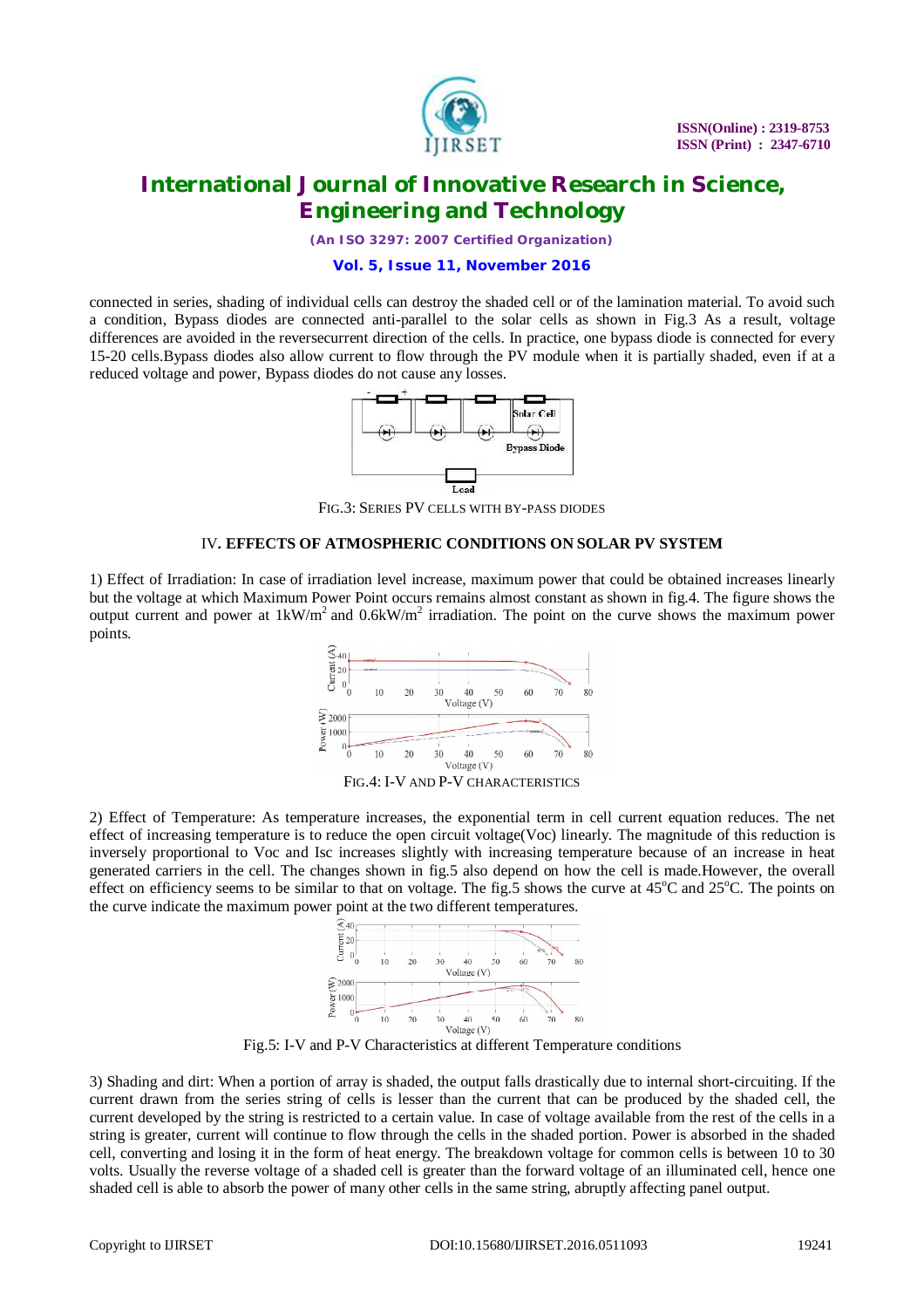connected in series, shading of individual cells can destroy the shaded cell or of the lamination material. To avoid such a condition, Bypass diodes are connected anti-parallel to the solar cells as shown in Fig.3 As a result, voltage differences are avoided in the reversecurrent direction of the cells. In practice, one bypass diode is connected for every 15-20 cells.Bypass diodes also allow current to flow through the PV module when it is partially shaded, even if at a reduced voltage and power, Bypass diodes do not cause any losses.

FIG.3: SERIES PV CELLS WITH BY-PASS DIODES

## IV. EFFECTS OF ATMOSPHERIC CONDITIONS ON SOLAR PV SYSTEM

1) Effect of Irradiation: In case of irradiation level increase, maximum power that could be obtained increases linearly but the voltage at which Maximum Power Point occurs remains almost constant as shown in fig.4. The figure shows the output current and power at $1kW/m^2$ and $0.6kW/m^2$ irradiation. The point on the curve shows the maximum power points.

FIG.4: I-V AND P-V CHARACTERISTICS

2) Effect of Temperature: As temperature increases, the exponential term in cell current equation reduces. The net effect of increasing temperature is to reduce the open circuit voltage(Voc) linearly. The magnitude of this reduction is inversely proportional to Voc and Isc increases slightly with increasing temperature because of an increase in heat generated carriers in the cell. The changes shown in fig.5 also depend on how the cell is made.However, the overall effect on efficiency seems to be similar to that on voltage. The fig.5 shows the curve at $45^oC$ and $25^oC$. The points on the curve indicate the maximum power point at the two different temperatures.

Fig.5: I-V and P-V Characteristics at different Temperature conditions

3) Shading and dirt: When a portion of array is shaded, the output falls drastically due to internal short-circuiting. If the current drawn from the series string of cells is lesser than the current that can be produced by the shaded cell, the current developed by the string is restricted to a certain value. In case of voltage available from the rest of the cells in a string is greater, current will continue to flow through the cells in the shaded portion. Power is absorbed in the shaded cell, converting and losing it in the form of heat energy. The breakdown voltage for common cells is between 10 to 30 volts. Usually the reverse voltage of a shaded cell is greater than the forward voltage of an illuminated cell, hence one shaded cell is able to absorb the power of many other cells in the same string, abruptly affecting panel output.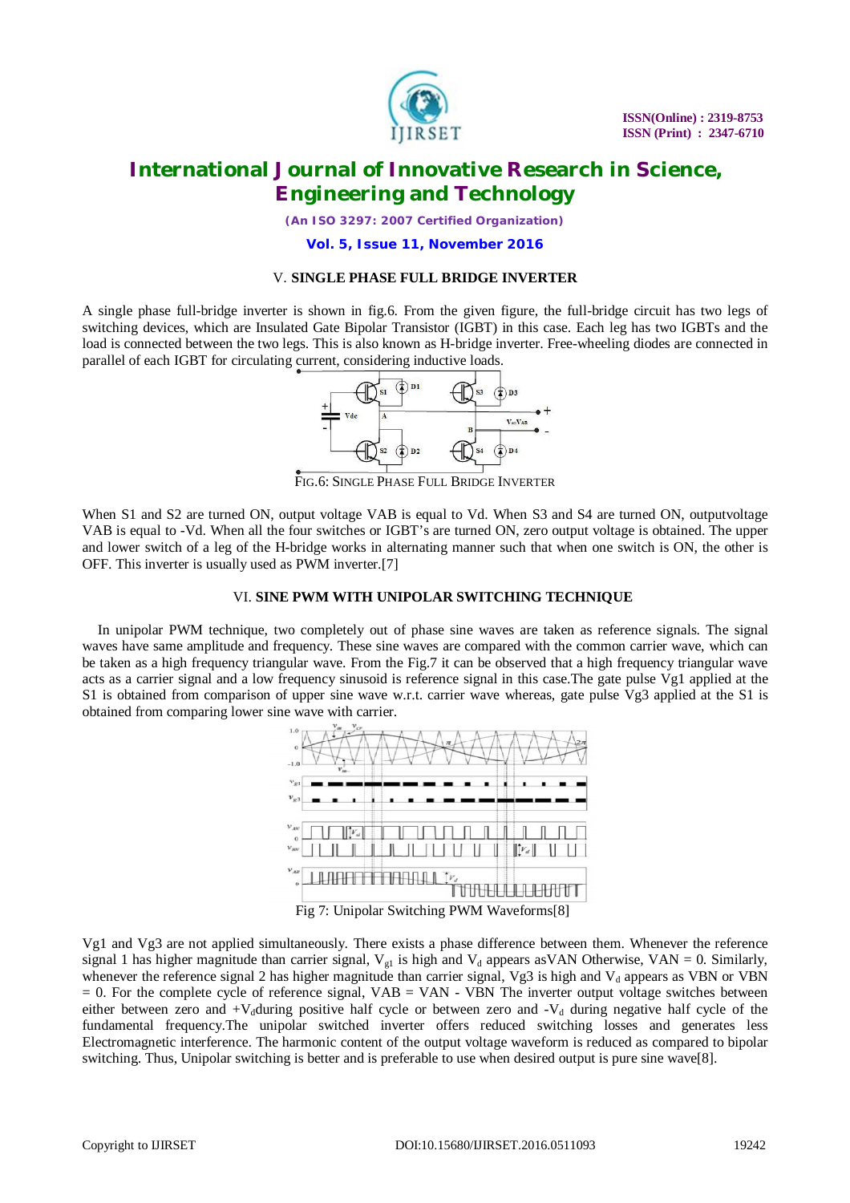## V. SINGLE PHASE FULL BRIDGE INVERTER

A single phase full-bridge inverter is shown in fig.6. From the given figure, the full-bridge circuit has two legs of switching devices, which are Insulated Gate Bipolar Transistor (IGBT) in this case. Each leg has two IGBTs and the load is connected between the two legs. This is also known as H-bridge inverter. Free-wheeling diodes are connected in parallel of each IGBT for circulating current, considering inductive loads.

FIG.6: SINGLE PHASE FULL BRIDGE INVERTER

When S1 and S2 are turned ON, output voltage VAB is equal to Vd. When S3 and S4 are turned ON, outputvoltage VAB is equal to -Vd. When all the four switches or IGBT's are turned ON, zero output voltage is obtained. The upper and lower switch of a leg of the H-bridge works in alternating manner such that when one switch is ON, the other is OFF. This inverter is usually used as PWM inverter.[7]

## VI. SINE PWM WITH UNIPOLAR SWITCHING TECHNIQUE

In unipolar PWM technique, two completely out of phase sine waves are taken as reference signals. The signal waves have same amplitude and frequency. These sine waves are compared with the common carrier wave, which can be taken as a high frequency triangular wave. From the Fig.7 it can be observed that a high frequency triangular wave acts as a carrier signal and a low frequency sinusoid is reference signal in this case.The gate pulse Vg1 applied at the S1 is obtained from comparison of upper sine wave w.r.t. carrier wave whereas, gate pulse Vg3 applied at the S1 is obtained from comparing lower sine wave with carrier.

Fig 7: Unipolar Switching PWM Waveforms[8]

Vg1 and Vg3 are not applied simultaneously. There exists a phase difference between them. Whenever the reference signal 1 has higher magnitude than carrier signal, $V_{g1}$ is high and $V_d$ appears asVAN Otherwise, VAN = 0. Similarly, whenever the reference signal 2 has higher magnitude than carrier signal, Vg3 is high and $V_d$ appears as VBN or VBN = 0. For the complete cycle of reference signal, VAB = VAN - VBN The inverter output voltage switches between either between zero and $+V_d$during positive half cycle or between zero and $-V_d$ during negative half cycle of the fundamental frequency.The unipolar switched inverter offers reduced switching losses and generates less Electromagnetic interference. The harmonic content of the output voltage waveform is reduced as compared to bipolar switching. Thus, Unipolar switching is better and is preferable to use when desired output is pure sine wave[8].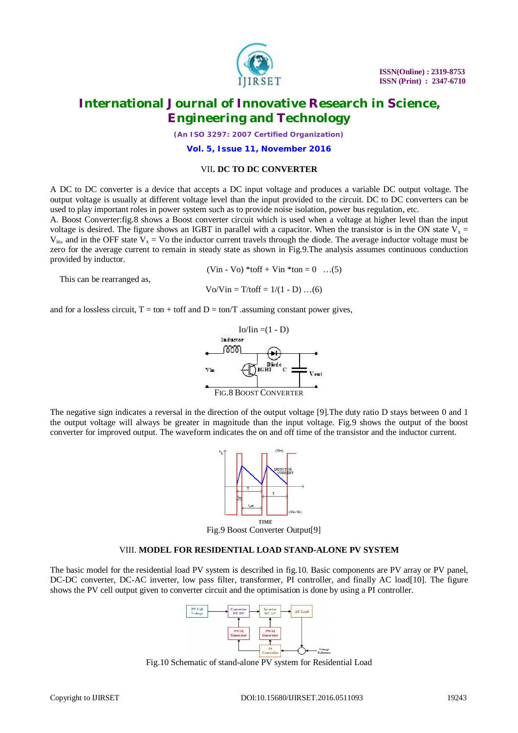## VII. DC TO DC CONVERTER

A DC to DC converter is a device that accepts a DC input voltage and produces a variable DC output voltage. The output voltage is usually at different voltage level than the input provided to the circuit. DC to DC converters can be used to play important roles in power system such as to provide noise isolation, power bus regulation, etc.

A. Boost Converter:fig.8 shows a Boost converter circuit which is used when a voltage at higher level than the input voltage is desired. The figure shows an IGBT in parallel with a capacitor. When the transistor is in the ON state $V_x = V_{in}$, and in the OFF state $V_x = Vo$ the inductor current travels through the diode. The average inductor voltage must be zero for the average current to remain in steady state as shown in Fig.9.The analysis assumes continuous conduction provided by inductor.

$$(Vin - Vo) * toff + Vin * ton = 0 \quad \ldots(5)$$

This can be rearranged as,

$$Vo/Vin = T/toff = 1/(1 - D) \ldots(6)$$

and for a lossless circuit, T = ton + toff and D = ton/T .assuming constant power gives,

$$Io/Iin = (1 - D)$$

FIG.8 BOOST CONVERTER

The negative sign indicates a reversal in the direction of the output voltage [9].The duty ratio D stays between 0 and 1 the output voltage will always be greater in magnitude than the input voltage. Fig.9 shows the output of the boost converter for improved output. The waveform indicates the on and off time of the transistor and the inductor current.

Fig.9 Boost Converter Output[9]

## VIII. MODEL FOR RESIDENTIAL LOAD STAND-ALONE PV SYSTEM

The basic model for the residential load PV system is described in fig.10. Basic components are PV array or PV panel, DC-DC converter, DC-AC inverter, low pass filter, transformer, PI controller, and finally AC load[10]. The figure shows the PV cell output given to converter circuit and the optimisation is done by using a PI controller.

Fig.10 Schematic of stand-alone PV system for Residential Load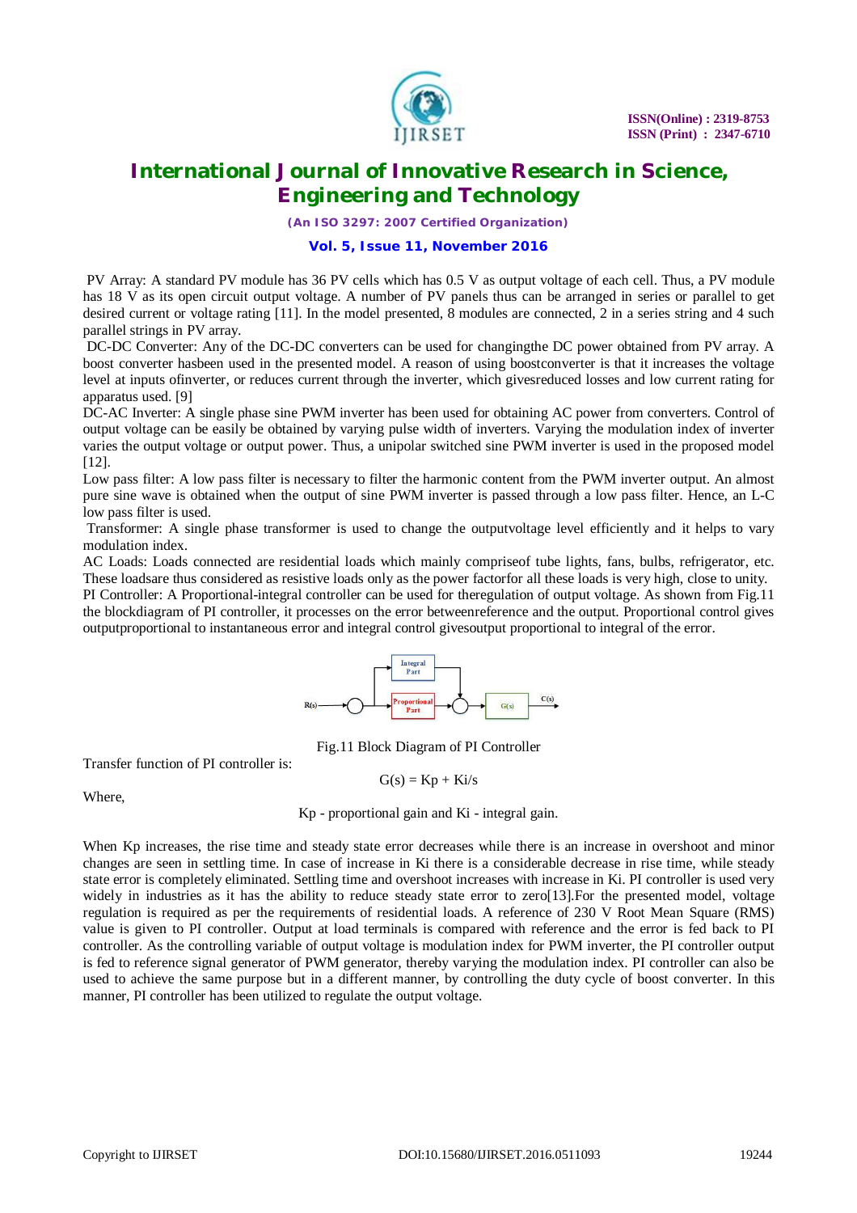PV Array: A standard PV module has 36 PV cells which has 0.5 V as output voltage of each cell. Thus, a PV module has 18 V as its open circuit output voltage. A number of PV panels thus can be arranged in series or parallel to get desired current or voltage rating [11]. In the model presented, 8 modules are connected, 2 in a series string and 4 such parallel strings in PV array.

DC-DC Converter: Any of the DC-DC converters can be used for changingthe DC power obtained from PV array. A boost converter hasbeen used in the presented model. A reason of using boostconverter is that it increases the voltage level at inputs ofinverter, or reduces current through the inverter, which givesreduced losses and low current rating for apparatus used. [9]

DC-AC Inverter: A single phase sine PWM inverter has been used for obtaining AC power from converters. Control of output voltage can be easily be obtained by varying pulse width of inverters. Varying the modulation index of inverter varies the output voltage or output power. Thus, a unipolar switched sine PWM inverter is used in the proposed model [12].

Low pass filter: A low pass filter is necessary to filter the harmonic content from the PWM inverter output. An almost pure sine wave is obtained when the output of sine PWM inverter is passed through a low pass filter. Hence, an L-C low pass filter is used.

Transformer: A single phase transformer is used to change the outputvoltage level efficiently and it helps to vary modulation index.

AC Loads: Loads connected are residential loads which mainly compriseof tube lights, fans, bulbs, refrigerator, etc. These loadsare thus considered as resistive loads only as the power factorfor all these loads is very high, close to unity.

PI Controller: A Proportional-integral controller can be used for theregulation of output voltage. As shown from Fig.11 the blockdiagram of PI controller, it processes on the error betweenreference and the output. Proportional control gives outputproportional to instantaneous error and integral control givesoutput proportional to integral of the error.

Fig.11 Block Diagram of PI Controller

Transfer function of PI controller is:

$$G(s) = Kp + Ki/s$$

Where,

Kp - proportional gain and Ki - integral gain.

When Kp increases, the rise time and steady state error decreases while there is an increase in overshoot and minor changes are seen in settling time. In case of increase in Ki there is a considerable decrease in rise time, while steady state error is completely eliminated. Settling time and overshoot increases with increase in Ki. PI controller is used very widely in industries as it has the ability to reduce steady state error to zero[13].For the presented model, voltage regulation is required as per the requirements of residential loads. A reference of 230 V Root Mean Square (RMS) value is given to PI controller. Output at load terminals is compared with reference and the error is fed back to PI controller. As the controlling variable of output voltage is modulation index for PWM inverter, the PI controller output is fed to reference signal generator of PWM generator, thereby varying the modulation index. PI controller can also be used to achieve the same purpose but in a different manner, by controlling the duty cycle of boost converter. In this manner, PI controller has been utilized to regulate the output voltage.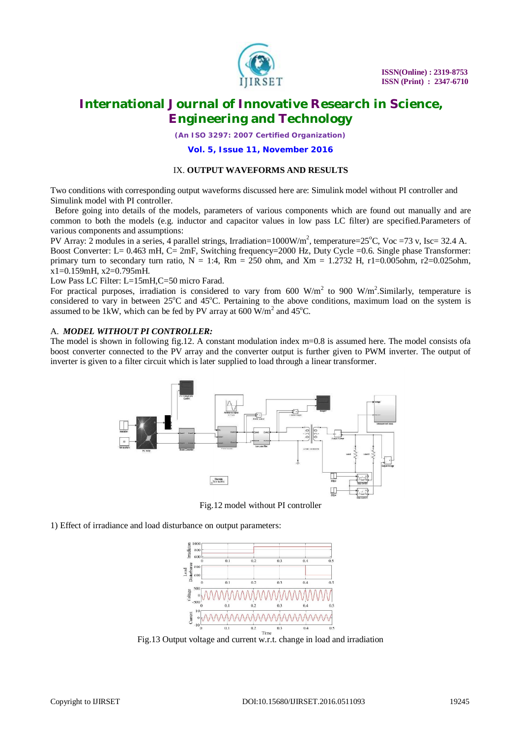## IX. OUTPUT WAVEFORMS AND RESULTS

Two conditions with corresponding output waveforms discussed here are: Simulink model without PI controller and Simulink model with PI controller.

Before going into details of the models, parameters of various components which are found out manually and are common to both the models (e.g. inductor and capacitor values in low pass LC filter) are specified.Parameters of various components and assumptions:

PV Array: 2 modules in a series, 4 parallel strings, Irradiation=1000W/m$^2$, temperature=25$^o$C, Voc =73 v, Isc= 32.4 A.

Boost Converter: L= 0.463 mH, C= 2mF, Switching frequency=2000 Hz, Duty Cycle =0.6. Single phase Transformer: primary turn to secondary turn ratio, N = 1:4, Rm = 250 ohm, and Xm = 1.2732 H, r1=0.005ohm, r2=0.025ohm, x1=0.159mH, x2=0.795mH.

Low Pass LC Filter: L=15mH,C=50 micro Farad.

For practical purposes, irradiation is considered to vary from 600 W/m$^2$ to 900 W/m$^2$.Similarly, temperature is considered to vary in between 25$^o$C and 45$^o$C. Pertaining to the above conditions, maximum load on the system is assumed to be 1kW, which can be fed by PV array at 600 W/m$^2$ and 45$^o$C.

### A. *MODEL WITHOUT PI CONTROLLER:*

The model is shown in following fig.12. A constant modulation index m=0.8 is assumed here. The model consists ofa boost converter connected to the PV array and the converter output is further given to PWM inverter. The output of inverter is given to a filter circuit which is later supplied to load through a linear transformer.

Fig.12 model without PI controller

1) Effect of irradiance and load disturbance on output parameters:

Fig.13 Output voltage and current w.r.t. change in load and irradiation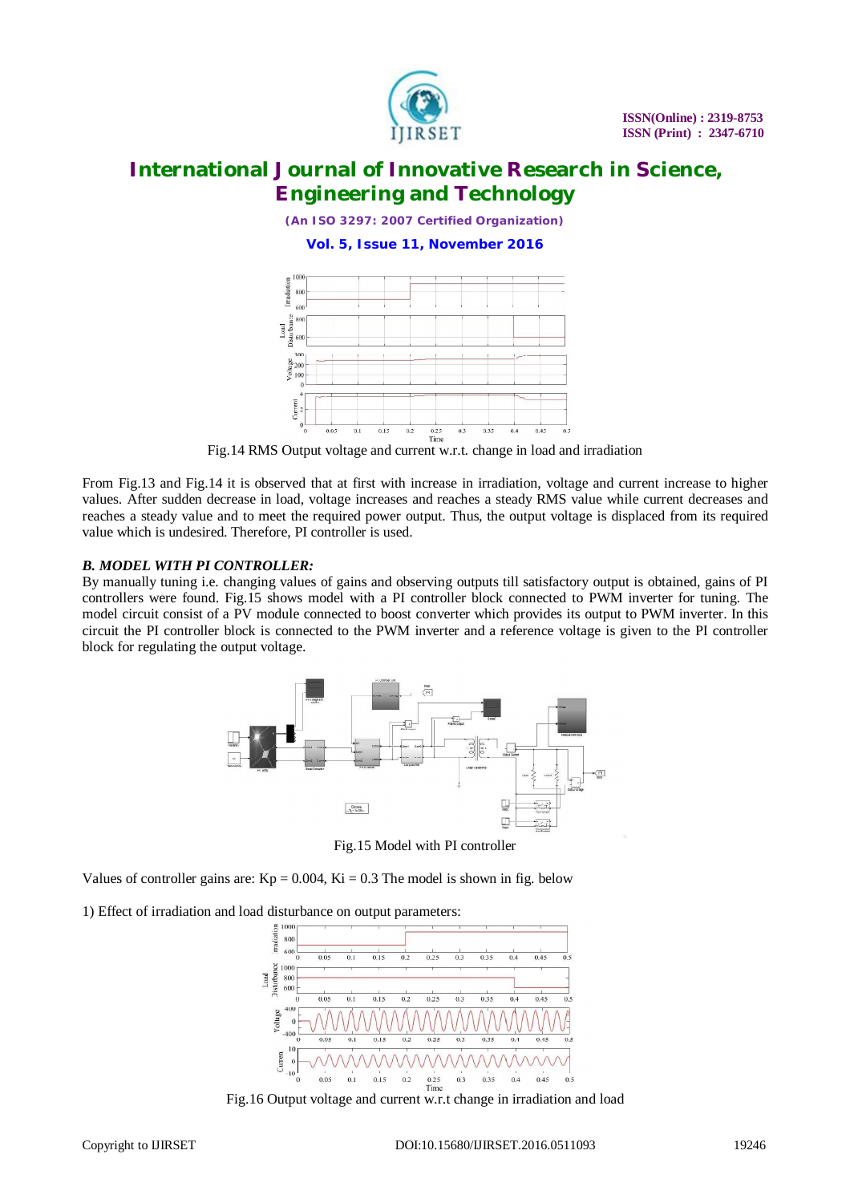Fig.14 RMS Output voltage and current w.r.t. change in load and irradiation

From Fig.13 and Fig.14 it is observed that at first with increase in irradiation, voltage and current increase to higher values. After sudden decrease in load, voltage increases and reaches a steady RMS value while current decreases and reaches a steady value and to meet the required power output. Thus, the output voltage is displaced from its required value which is undesired. Therefore, PI controller is used.

### *B. MODEL WITH PI CONTROLLER:*

By manually tuning i.e. changing values of gains and observing outputs till satisfactory output is obtained, gains of PI controllers were found. Fig.15 shows model with a PI controller block connected to PWM inverter for tuning. The model circuit consist of a PV module connected to boost converter which provides its output to PWM inverter. In this circuit the PI controller block is connected to the PWM inverter and a reference voltage is given to the PI controller block for regulating the output voltage.

Fig.15 Model with PI controller

Values of controller gains are: Kp = 0.004, Ki = 0.3 The model is shown in fig. below

1) Effect of irradiation and load disturbance on output parameters:

Fig.16 Output voltage and current w.r.t change in irradiation and load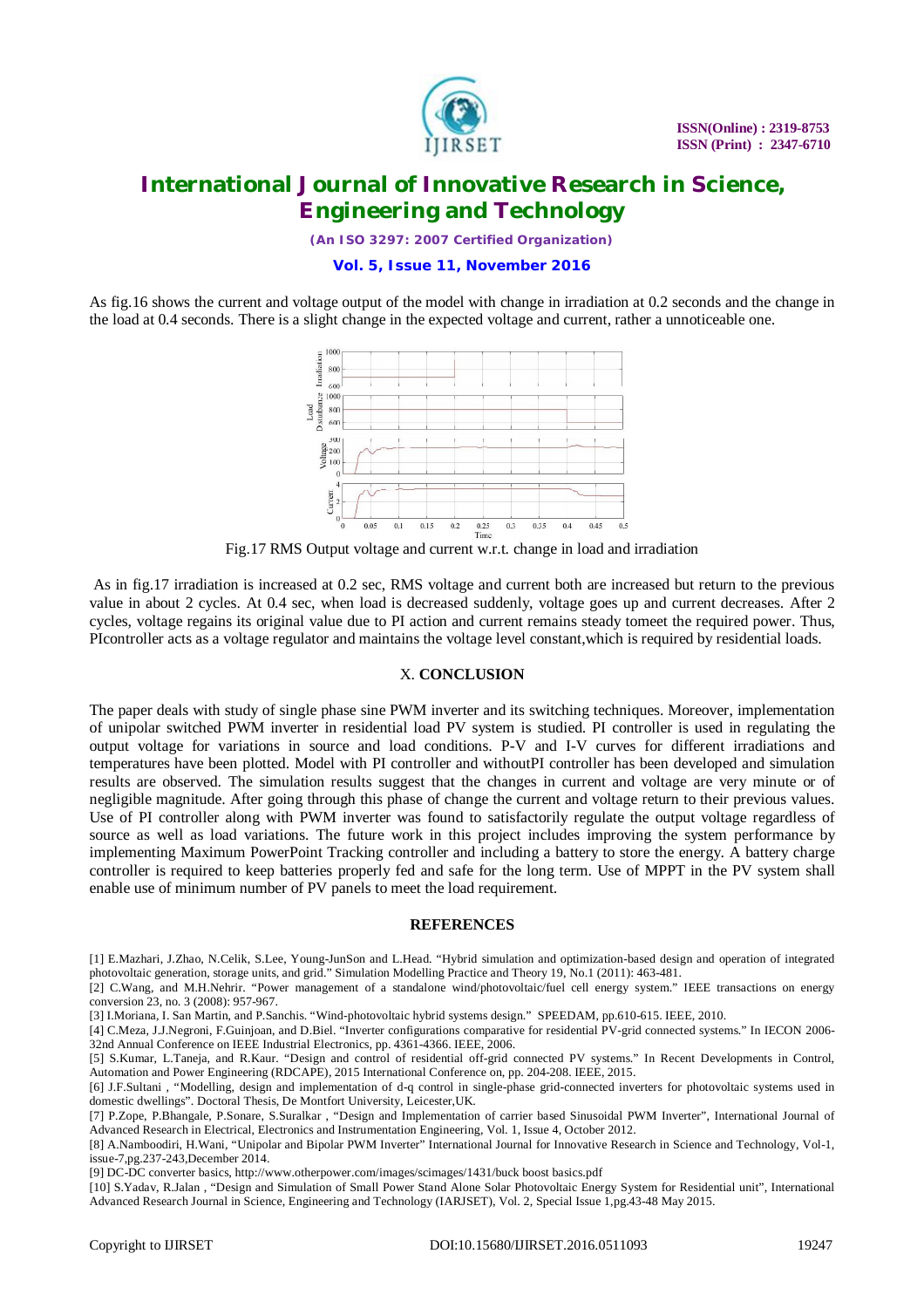As fig.16 shows the current and voltage output of the model with change in irradiation at 0.2 seconds and the change in the load at 0.4 seconds. There is a slight change in the expected voltage and current, rather a unnoticeable one.

Fig.17 RMS Output voltage and current w.r.t. change in load and irradiation

As in fig.17 irradiation is increased at 0.2 sec, RMS voltage and current both are increased but return to the previous value in about 2 cycles. At 0.4 sec, when load is decreased suddenly, voltage goes up and current decreases. After 2 cycles, voltage regains its original value due to PI action and current remains steady tomeet the required power. Thus, PIcontroller acts as a voltage regulator and maintains the voltage level constant,which is required by residential loads.

## X. CONCLUSION

The paper deals with study of single phase sine PWM inverter and its switching techniques. Moreover, implementation of unipolar switched PWM inverter in residential load PV system is studied. PI controller is used in regulating the output voltage for variations in source and load conditions. P-V and I-V curves for different irradiations and temperatures have been plotted. Model with PI controller and withoutPI controller has been developed and simulation results are observed. The simulation results suggest that the changes in current and voltage are very minute or of negligible magnitude. After going through this phase of change the current and voltage return to their previous values. Use of PI controller along with PWM inverter was found to satisfactorily regulate the output voltage regardless of source as well as load variations. The future work in this project includes improving the system performance by implementing Maximum PowerPoint Tracking controller and including a battery to store the energy. A battery charge controller is required to keep batteries properly fed and safe for the long term. Use of MPPT in the PV system shall enable use of minimum number of PV panels to meet the load requirement.

## REFERENCES

[1] E.Mazhari, J.Zhao, N.Celik, S.Lee, Young-JunSon and L.Head. "Hybrid simulation and optimization-based design and operation of integrated photovoltaic generation, storage units, and grid." Simulation Modelling Practice and Theory 19, No.1 (2011): 463-481.

[2] C.Wang, and M.H.Nehrir. "Power management of a standalone wind/photovoltaic/fuel cell energy system." IEEE transactions on energy conversion 23, no. 3 (2008): 957-967.

[3] I.Moriana, I. San Martin, and P.Sanchis. "Wind-photovoltaic hybrid systems design." SPEEDAM, pp.610-615. IEEE, 2010.

[4] C.Meza, J.J.Negroni, F.Guinjoan, and D.Biel. "Inverter configurations comparative for residential PV-grid connected systems." In IECON 2006-32nd Annual Conference on IEEE Industrial Electronics, pp. 4361-4366. IEEE, 2006.

[5] S.Kumar, L.Taneja, and R.Kaur. "Design and control of residential off-grid connected PV systems." In Recent Developments in Control, Automation and Power Engineering (RDCAPE), 2015 International Conference on, pp. 204-208. IEEE, 2015.

[6] J.F.Sultani , "Modelling, design and implementation of d-q control in single-phase grid-connected inverters for photovoltaic systems used in domestic dwellings". Doctoral Thesis, De Montfort University, Leicester,UK.

[7] P.Zope, P.Bhangale, P.Sonare, S.Suralkar , "Design and Implementation of carrier based Sinusoidal PWM Inverter", International Journal of Advanced Research in Electrical, Electronics and Instrumentation Engineering, Vol. 1, Issue 4, October 2012.

[8] A.Namboodiri, H.Wani, "Unipolar and Bipolar PWM Inverter" International Journal for Innovative Research in Science and Technology, Vol-1, issue-7,pg.237-243,December 2014.

[9] DC-DC converter basics, http://www.otherpower.com/images/scimages/1431/buck boost basics.pdf

[10] S.Yadav, R.Jalan , "Design and Simulation of Small Power Stand Alone Solar Photovoltaic Energy System for Residential unit", International Advanced Research Journal in Science, Engineering and Technology (IARJSET), Vol. 2, Special Issue 1,pg.43-48 May 2015.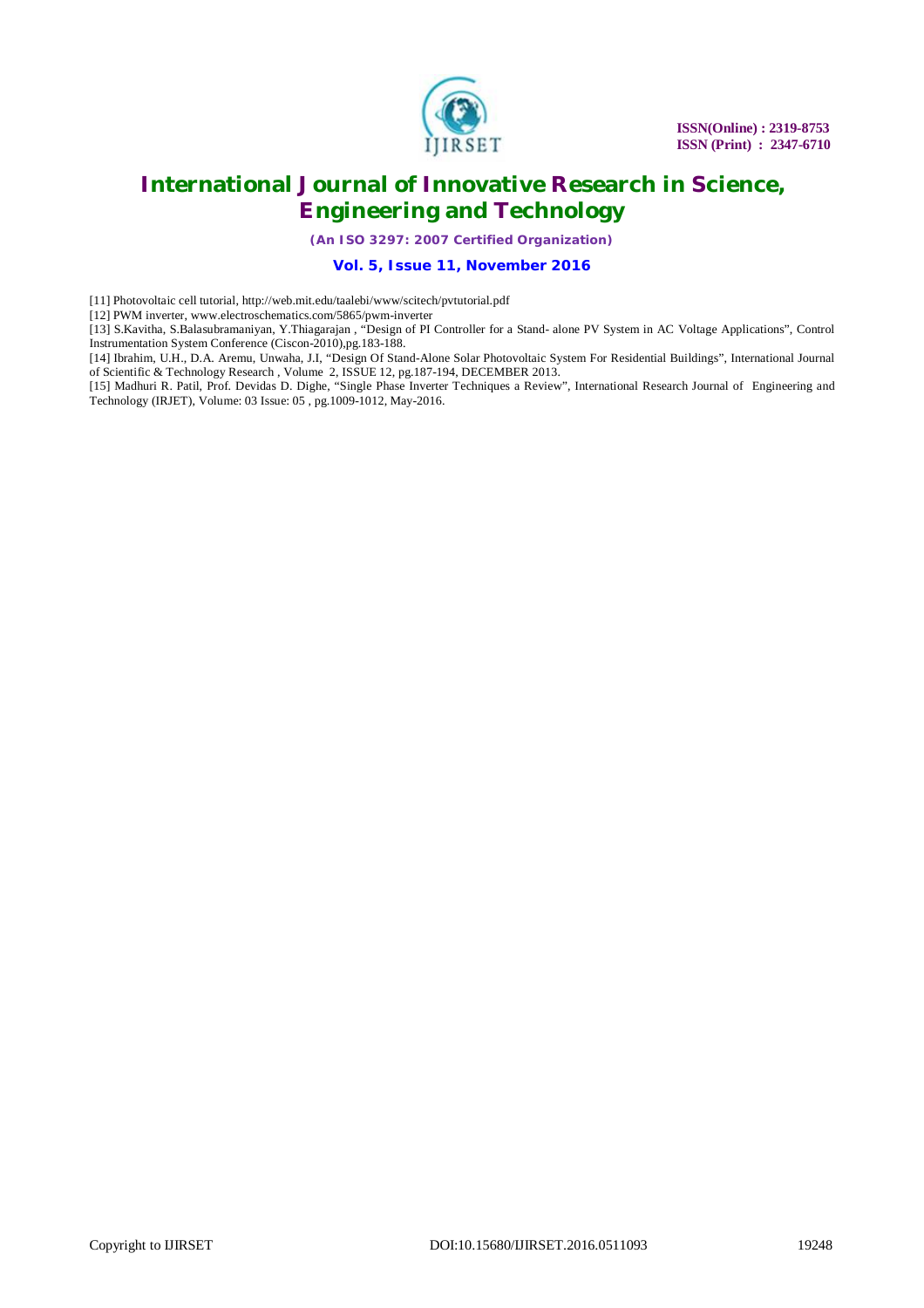[11] Photovoltaic cell tutorial, http://web.mit.edu/taalebi/www/scitech/pvtutorial.pdf

[12] PWM inverter, www.electroschematics.com/5865/pwm-inverter

[13] S.Kavitha, S.Balasubramaniyan, Y.Thiagarajan , "Design of PI Controller for a Stand- alone PV System in AC Voltage Applications", Control Instrumentation System Conference (Ciscon-2010),pg.183-188.

[14] Ibrahim, U.H., D.A. Aremu, Unwaha, J.I, "Design Of Stand-Alone Solar Photovoltaic System For Residential Buildings", International Journal of Scientific & Technology Research , Volume 2, ISSUE 12, pg.187-194, DECEMBER 2013.

[15] Madhuri R. Patil, Prof. Devidas D. Dighe, "Single Phase Inverter Techniques a Review", International Research Journal of Engineering and Technology (IRJET), Volume: 03 Issue: 05 , pg.1009-1012, May-2016.